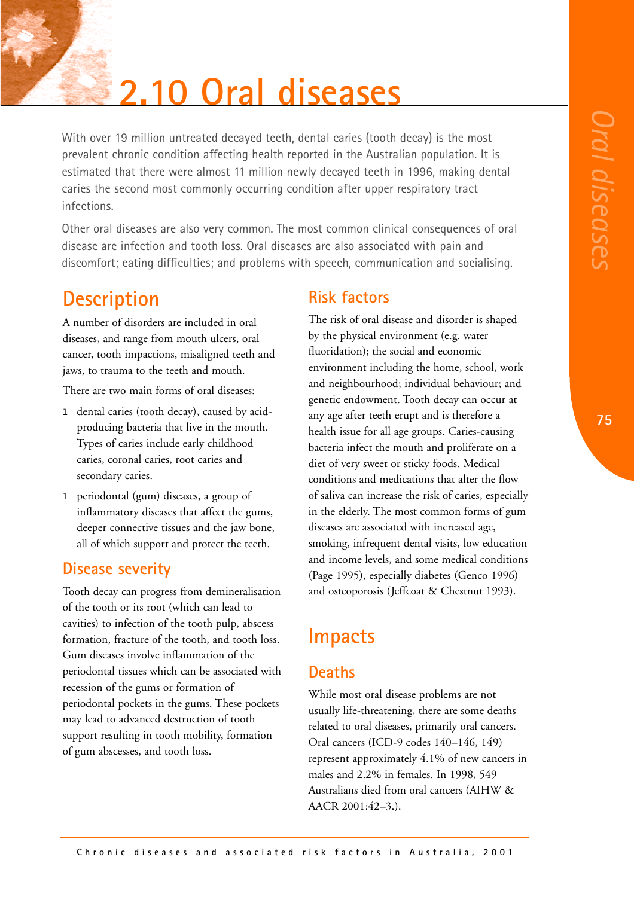# 2.10 Oral diseases

With over 19 million untreated decayed teeth, dental caries (tooth decay) is the most prevalent chronic condition affecting health reported in the Australian population. It is estimated that there were almost 11 million newly decayed teeth in 1996, making dental caries the second most commonly occurring condition after upper respiratory tract infections.

Other oral diseases are also very common. The most common clinical consequences of oral disease are infection and tooth loss. Oral diseases are also associated with pain and discomfort; eating difficulties; and problems with speech, communication and socialising.

## Description

A number of disorders are included in oral diseases, and range from mouth ulcers, oral cancer, tooth impactions, misaligned teeth and jaws, to trauma to the teeth and mouth.

There are two main forms of oral diseases:

- dental caries (tooth decay), caused by acid-producing bacteria that live in the mouth. Types of caries include early childhood caries, coronal caries, root caries and secondary caries.
- periodontal (gum) diseases, a group of inflammatory diseases that affect the gums, deeper connective tissues and the jaw bone, all of which support and protect the teeth.

### Disease severity

Tooth decay can progress from demineralisation of the tooth or its root (which can lead to cavities) to infection of the tooth pulp, abscess formation, fracture of the tooth, and tooth loss. Gum diseases involve inflammation of the periodontal tissues which can be associated with recession of the gums or formation of periodontal pockets in the gums. These pockets may lead to advanced destruction of tooth support resulting in tooth mobility, formation of gum abscesses, and tooth loss.

### Risk factors

The risk of oral disease and disorder is shaped by the physical environment (e.g. water fluoridation); the social and economic environment including the home, school, work and neighbourhood; individual behaviour; and genetic endowment. Tooth decay can occur at any age after teeth erupt and is therefore a health issue for all age groups. Caries-causing bacteria infect the mouth and proliferate on a diet of very sweet or sticky foods. Medical conditions and medications that alter the flow of saliva can increase the risk of caries, especially in the elderly. The most common forms of gum diseases are associated with increased age, smoking, infrequent dental visits, low education and income levels, and some medical conditions (Page 1995), especially diabetes (Genco 1996) and osteoporosis (Jeffcoat & Chestnut 1993).

## Impacts

### Deaths

While most oral disease problems are not usually life-threatening, there are some deaths related to oral diseases, primarily oral cancers. Oral cancers (ICD-9 codes 140–146, 149) represent approximately 4.1% of new cancers in males and 2.2% in females. In 1998, 549 Australians died from oral cancers (AIHW & AACR 2001:42–3.).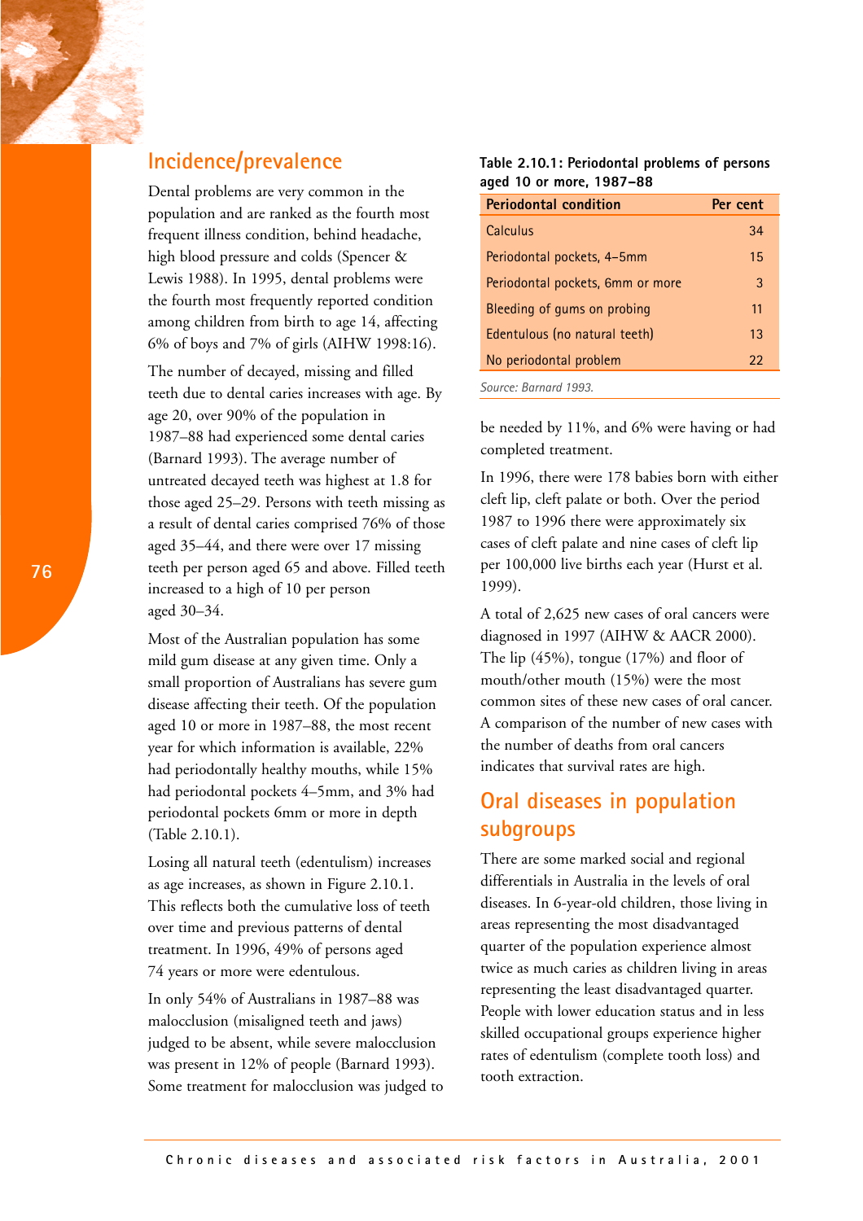## Incidence/prevalence

Dental problems are very common in the population and are ranked as the fourth most frequent illness condition, behind headache, high blood pressure and colds (Spencer & Lewis 1988). In 1995, dental problems were the fourth most frequently reported condition among children from birth to age 14, affecting 6% of boys and 7% of girls (AIHW 1998:16).

The number of decayed, missing and filled teeth due to dental caries increases with age. By age 20, over 90% of the population in 1987–88 had experienced some dental caries (Barnard 1993). The average number of untreated decayed teeth was highest at 1.8 for those aged 25–29. Persons with teeth missing as a result of dental caries comprised 76% of those aged 35–44, and there were over 17 missing teeth per person aged 65 and above. Filled teeth increased to a high of 10 per person aged 30–34.

Most of the Australian population has some mild gum disease at any given time. Only a small proportion of Australians has severe gum disease affecting their teeth. Of the population aged 10 or more in 1987–88, the most recent year for which information is available, 22% had periodontally healthy mouths, while 15% had periodontal pockets 4–5mm, and 3% had periodontal pockets 6mm or more in depth (Table 2.10.1).

**Table 2.10.1: Periodontal problems of persons aged 10 or more, 1987–88**

| Periodontal condition | Per cent |
| --- | --- |
| Calculus | 34 |
| Periodontal pockets, 4–5mm | 15 |
| Periodontal pockets, 6mm or more | 3 |
| Bleeding of gums on probing | 11 |
| Edentulous (no natural teeth) | 13 |
| No periodontal problem | 22 |

*Source: Barnard 1993.*

Losing all natural teeth (edentulism) increases as age increases, as shown in Figure 2.10.1. This reflects both the cumulative loss of teeth over time and previous patterns of dental treatment. In 1996, 49% of persons aged 74 years or more were edentulous.

In only 54% of Australians in 1987–88 was malocclusion (misaligned teeth and jaws) judged to be absent, while severe malocclusion was present in 12% of people (Barnard 1993). Some treatment for malocclusion was judged to be needed by 11%, and 6% were having or had completed treatment.

In 1996, there were 178 babies born with either cleft lip, cleft palate or both. Over the period 1987 to 1996 there were approximately six cases of cleft palate and nine cases of cleft lip per 100,000 live births each year (Hurst et al. 1999).

A total of 2,625 new cases of oral cancers were diagnosed in 1997 (AIHW & AACR 2000). The lip (45%), tongue (17%) and floor of mouth/other mouth (15%) were the most common sites of these new cases of oral cancer. A comparison of the number of new cases with the number of deaths from oral cancers indicates that survival rates are high.

## Oral diseases in population subgroups

There are some marked social and regional differentials in Australia in the levels of oral diseases. In 6-year-old children, those living in areas representing the most disadvantaged quarter of the population experience almost twice as much caries as children living in areas representing the least disadvantaged quarter. People with lower education status and in less skilled occupational groups experience higher rates of edentulism (complete tooth loss) and tooth extraction.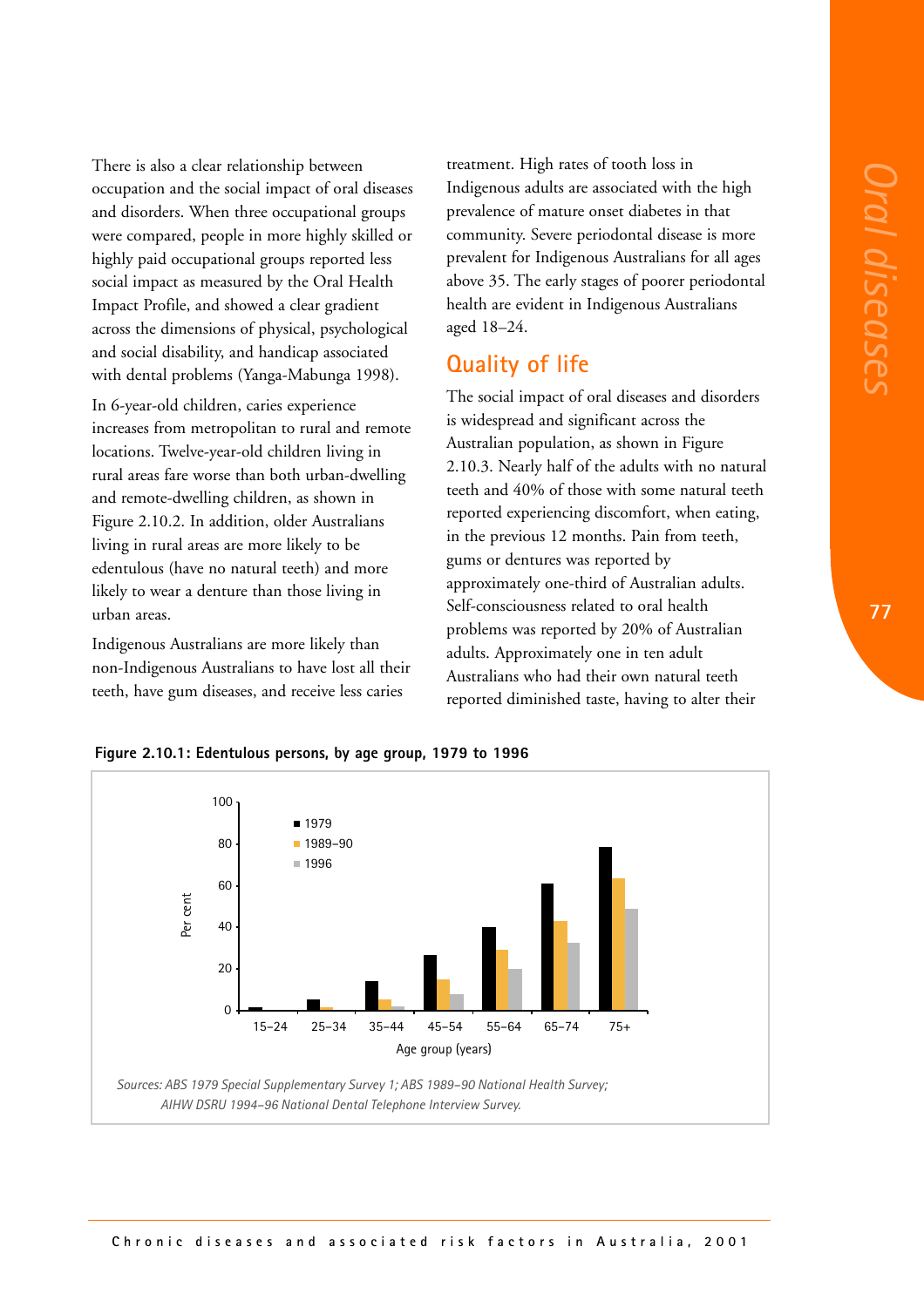There is also a clear relationship between occupation and the social impact of oral diseases and disorders. When three occupational groups were compared, people in more highly skilled or highly paid occupational groups reported less social impact as measured by the Oral Health Impact Profile, and showed a clear gradient across the dimensions of physical, psychological and social disability, and handicap associated with dental problems (Yanga-Mabunga 1998).

In 6-year-old children, caries experience increases from metropolitan to rural and remote locations. Twelve-year-old children living in rural areas fare worse than both urban-dwelling and remote-dwelling children, as shown in Figure 2.10.2. In addition, older Australians living in rural areas are more likely to be edentulous (have no natural teeth) and more likely to wear a denture than those living in urban areas.

Indigenous Australians are more likely than non-Indigenous Australians to have lost all their teeth, have gum diseases, and receive less caries treatment. High rates of tooth loss in Indigenous adults are associated with the high prevalence of mature onset diabetes in that community. Severe periodontal disease is more prevalent for Indigenous Australians for all ages above 35. The early stages of poorer periodontal health are evident in Indigenous Australians aged 18–24.

## Quality of life

The social impact of oral diseases and disorders is widespread and significant across the Australian population, as shown in Figure 2.10.3. Nearly half of the adults with no natural teeth and 40% of those with some natural teeth reported experiencing discomfort, when eating, in the previous 12 months. Pain from teeth, gums or dentures was reported by approximately one-third of Australian adults. Self-consciousness related to oral health problems was reported by 20% of Australian adults. Approximately one in ten adult Australians who had their own natural teeth reported diminished taste, having to alter their

**Figure 2.10.1: Edentulous persons, by age group, 1979 to 1996**

*Sources: ABS 1979 Special Supplementary Survey 1; ABS 1989–90 National Health Survey; AIHW DSRU 1994–96 National Dental Telephone Interview Survey.*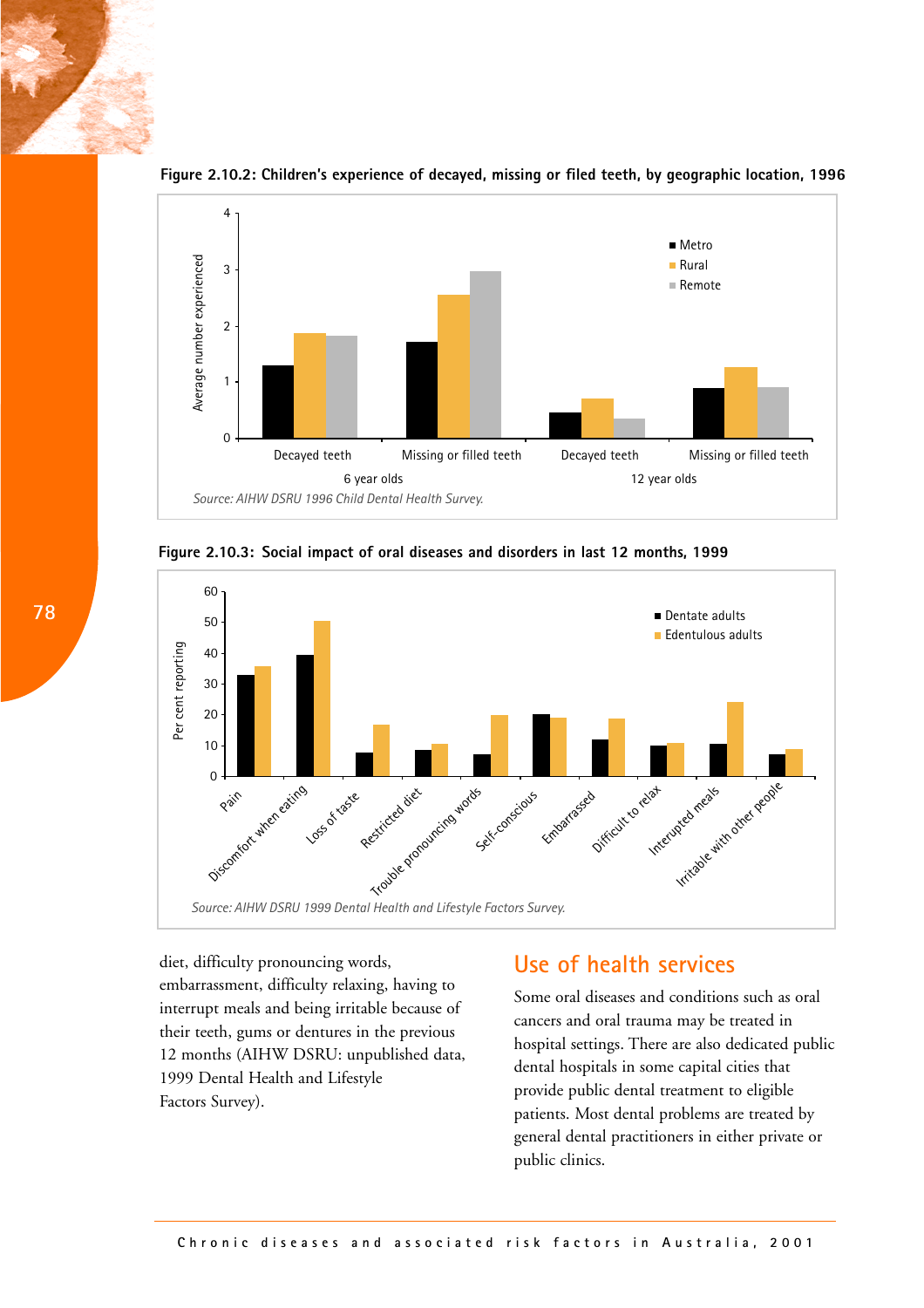**Figure 2.10.2: Children's experience of decayed, missing or filed teeth, by geographic location, 1996**

*Source: AIHW DSRU 1996 Child Dental Health Survey.*

**Figure 2.10.3: Social impact of oral diseases and disorders in last 12 months, 1999**

*Source: AIHW DSRU 1999 Dental Health and Lifestyle Factors Survey.*

diet, difficulty pronouncing words, embarrassment, difficulty relaxing, having to interrupt meals and being irritable because of their teeth, gums or dentures in the previous 12 months (AIHW DSRU: unpublished data, 1999 Dental Health and Lifestyle Factors Survey).

## Use of health services

Some oral diseases and conditions such as oral cancers and oral trauma may be treated in hospital settings. There are also dedicated public dental hospitals in some capital cities that provide public dental treatment to eligible patients. Most dental problems are treated by general dental practitioners in either private or public clinics.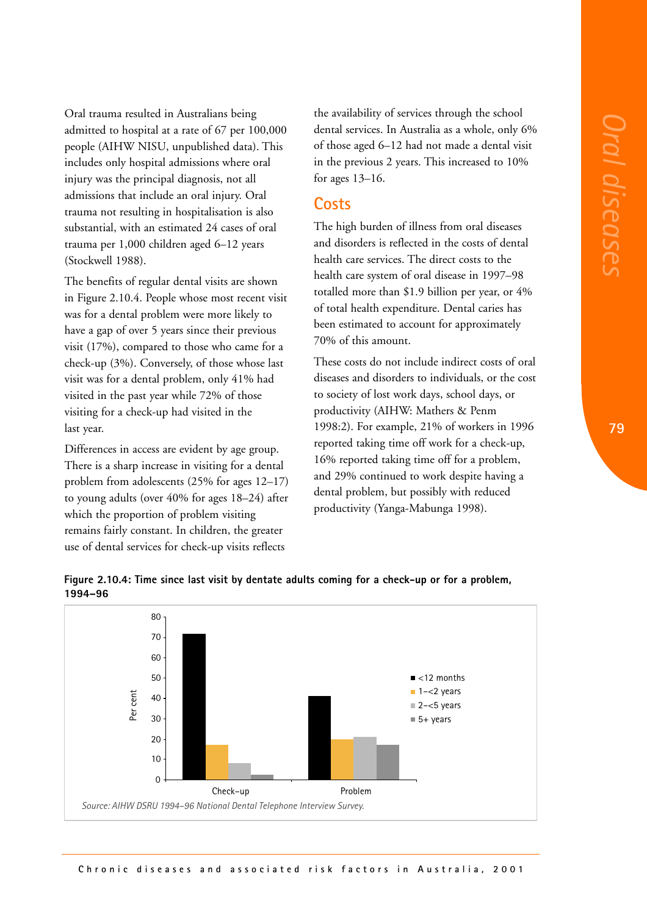Oral trauma resulted in Australians being admitted to hospital at a rate of 67 per 100,000 people (AIHW NISU, unpublished data). This includes only hospital admissions where oral injury was the principal diagnosis, not all admissions that include an oral injury. Oral trauma not resulting in hospitalisation is also substantial, with an estimated 24 cases of oral trauma per 1,000 children aged 6–12 years (Stockwell 1988).

The benefits of regular dental visits are shown in Figure 2.10.4. People whose most recent visit was for a dental problem were more likely to have a gap of over 5 years since their previous visit (17%), compared to those who came for a check-up (3%). Conversely, of those whose last visit was for a dental problem, only 41% had visited in the past year while 72% of those visiting for a check-up had visited in the last year.

Differences in access are evident by age group. There is a sharp increase in visiting for a dental problem from adolescents (25% for ages 12–17) to young adults (over 40% for ages 18–24) after which the proportion of problem visiting remains fairly constant. In children, the greater use of dental services for check-up visits reflects the availability of services through the school dental services. In Australia as a whole, only 6% of those aged 6–12 had not made a dental visit in the previous 2 years. This increased to 10% for ages 13–16.

## Costs

The high burden of illness from oral diseases and disorders is reflected in the costs of dental health care services. The direct costs to the health care system of oral disease in 1997–98 totalled more than $1.9 billion per year, or 4% of total health expenditure. Dental caries has been estimated to account for approximately 70% of this amount.

These costs do not include indirect costs of oral diseases and disorders to individuals, or the cost to society of lost work days, school days, or productivity (AIHW: Mathers & Penm 1998:2). For example, 21% of workers in 1996 reported taking time off work for a check-up, 16% reported taking time off for a problem, and 29% continued to work despite having a dental problem, but possibly with reduced productivity (Yanga-Mabunga 1998).

**Figure 2.10.4: Time since last visit by dentate adults coming for a check-up or for a problem, 1994–96**

| Per cent | <12 months | 1–<2 years | 2–<5 years | 5+ years |
|---|---|---|---|---|
| Check-up | 72 | 17 | 8 | 3 |
| Problem | 41 | 20 | 21 | 17 |

*Source: AIHW DSRU 1994–96 National Dental Telephone Interview Survey.*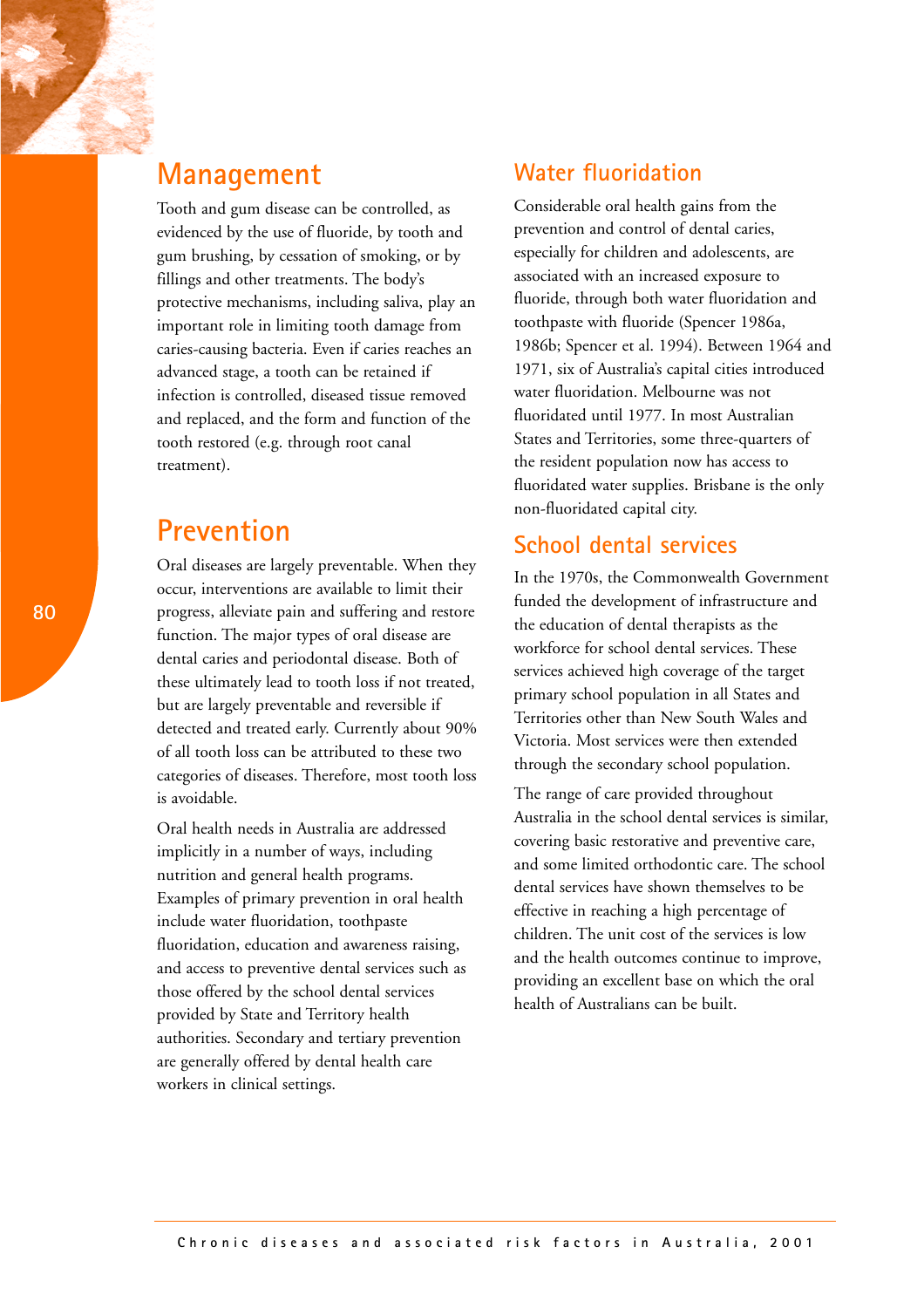## Management

Tooth and gum disease can be controlled, as evidenced by the use of fluoride, by tooth and gum brushing, by cessation of smoking, or by fillings and other treatments. The body's protective mechanisms, including saliva, play an important role in limiting tooth damage from caries-causing bacteria. Even if caries reaches an advanced stage, a tooth can be retained if infection is controlled, diseased tissue removed and replaced, and the form and function of the tooth restored (e.g. through root canal treatment).

## Prevention

Oral diseases are largely preventable. When they occur, interventions are available to limit their progress, alleviate pain and suffering and restore function. The major types of oral disease are dental caries and periodontal disease. Both of these ultimately lead to tooth loss if not treated, but are largely preventable and reversible if detected and treated early. Currently about 90% of all tooth loss can be attributed to these two categories of diseases. Therefore, most tooth loss is avoidable.

Oral health needs in Australia are addressed implicitly in a number of ways, including nutrition and general health programs. Examples of primary prevention in oral health include water fluoridation, toothpaste fluoridation, education and awareness raising, and access to preventive dental services such as those offered by the school dental services provided by State and Territory health authorities. Secondary and tertiary prevention are generally offered by dental health care workers in clinical settings.

### Water fluoridation

Considerable oral health gains from the prevention and control of dental caries, especially for children and adolescents, are associated with an increased exposure to fluoride, through both water fluoridation and toothpaste with fluoride (Spencer 1986a, 1986b; Spencer et al. 1994). Between 1964 and 1971, six of Australia's capital cities introduced water fluoridation. Melbourne was not fluoridated until 1977. In most Australian States and Territories, some three-quarters of the resident population now has access to fluoridated water supplies. Brisbane is the only non-fluoridated capital city.

### School dental services

In the 1970s, the Commonwealth Government funded the development of infrastructure and the education of dental therapists as the workforce for school dental services. These services achieved high coverage of the target primary school population in all States and Territories other than New South Wales and Victoria. Most services were then extended through the secondary school population.

The range of care provided throughout Australia in the school dental services is similar, covering basic restorative and preventive care, and some limited orthodontic care. The school dental services have shown themselves to be effective in reaching a high percentage of children. The unit cost of the services is low and the health outcomes continue to improve, providing an excellent base on which the oral health of Australians can be built.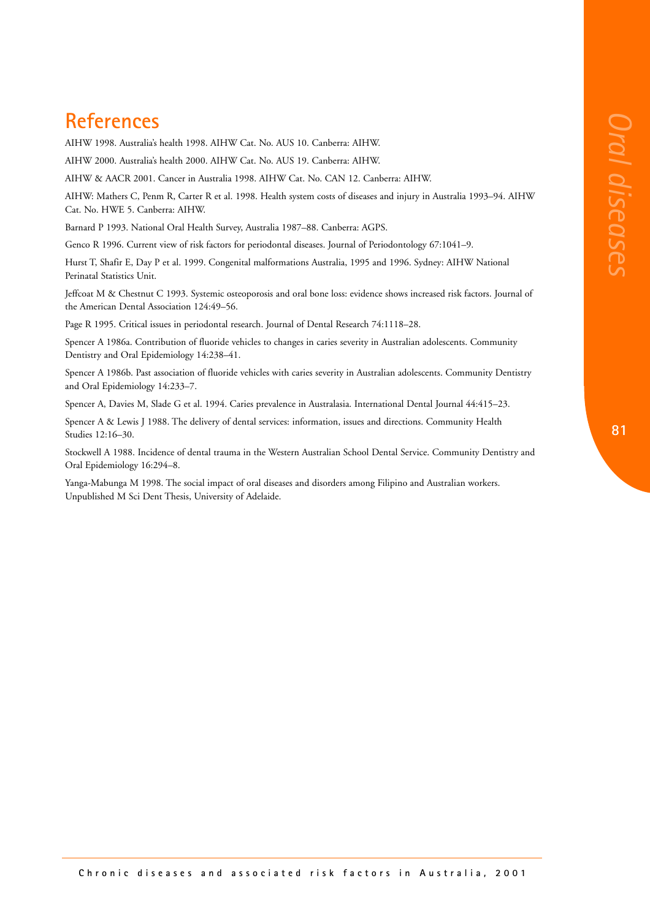## References

AIHW 1998. Australia's health 1998. AIHW Cat. No. AUS 10. Canberra: AIHW.

AIHW 2000. Australia's health 2000. AIHW Cat. No. AUS 19. Canberra: AIHW.

AIHW & AACR 2001. Cancer in Australia 1998. AIHW Cat. No. CAN 12. Canberra: AIHW.

AIHW: Mathers C, Penm R, Carter R et al. 1998. Health system costs of diseases and injury in Australia 1993–94. AIHW Cat. No. HWE 5. Canberra: AIHW.

Barnard P 1993. National Oral Health Survey, Australia 1987–88. Canberra: AGPS.

Genco R 1996. Current view of risk factors for periodontal diseases. Journal of Periodontology 67:1041–9.

Hurst T, Shafir E, Day P et al. 1999. Congenital malformations Australia, 1995 and 1996. Sydney: AIHW National Perinatal Statistics Unit.

Jeffcoat M & Chestnut C 1993. Systemic osteoporosis and oral bone loss: evidence shows increased risk factors. Journal of the American Dental Association 124:49–56.

Page R 1995. Critical issues in periodontal research. Journal of Dental Research 74:1118–28.

Spencer A 1986a. Contribution of fluoride vehicles to changes in caries severity in Australian adolescents. Community Dentistry and Oral Epidemiology 14:238–41.

Spencer A 1986b. Past association of fluoride vehicles with caries severity in Australian adolescents. Community Dentistry and Oral Epidemiology 14:233–7.

Spencer A, Davies M, Slade G et al. 1994. Caries prevalence in Australasia. International Dental Journal 44:415–23.

Spencer A & Lewis J 1988. The delivery of dental services: information, issues and directions. Community Health Studies 12:16–30.

Stockwell A 1988. Incidence of dental trauma in the Western Australian School Dental Service. Community Dentistry and Oral Epidemiology 16:294–8.

Yanga-Mabunga M 1998. The social impact of oral diseases and disorders among Filipino and Australian workers. Unpublished M Sci Dent Thesis, University of Adelaide.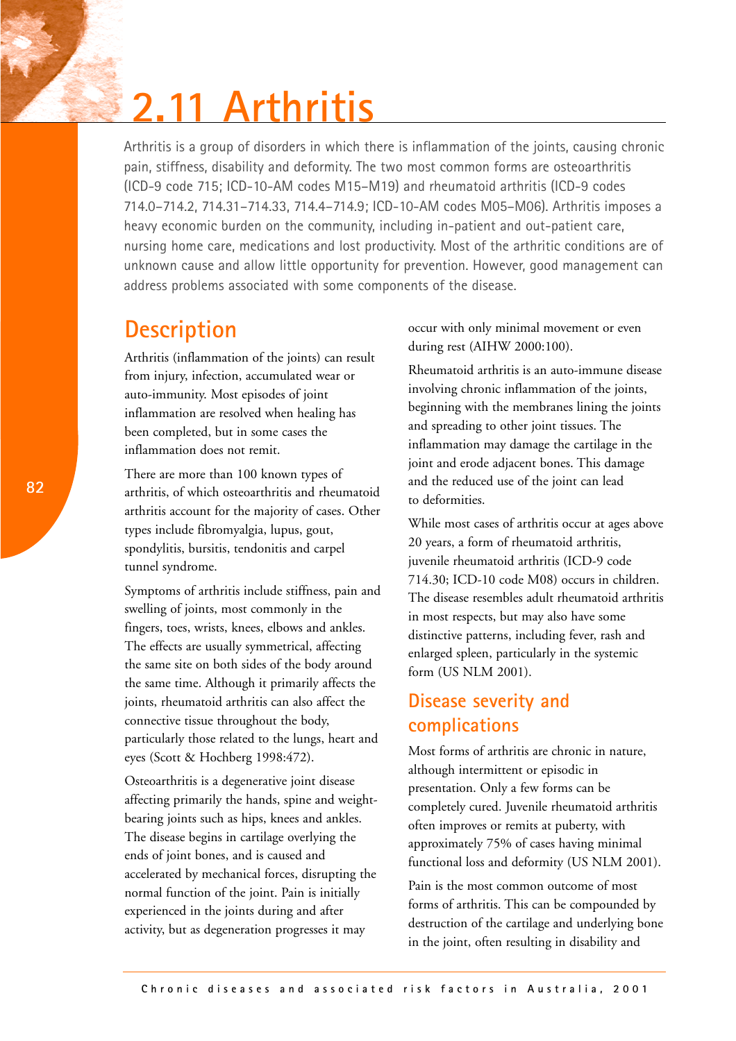# 2.11 Arthritis

Arthritis is a group of disorders in which there is inflammation of the joints, causing chronic pain, stiffness, disability and deformity. The two most common forms are osteoarthritis (ICD-9 code 715; ICD-10-AM codes M15–M19) and rheumatoid arthritis (ICD-9 codes 714.0–714.2, 714.31–714.33, 714.4–714.9; ICD-10-AM codes M05–M06). Arthritis imposes a heavy economic burden on the community, including in-patient and out-patient care, nursing home care, medications and lost productivity. Most of the arthritic conditions are of unknown cause and allow little opportunity for prevention. However, good management can address problems associated with some components of the disease.

## Description

Arthritis (inflammation of the joints) can result from injury, infection, accumulated wear or auto-immunity. Most episodes of joint inflammation are resolved when healing has been completed, but in some cases the inflammation does not remit.

There are more than 100 known types of arthritis, of which osteoarthritis and rheumatoid arthritis account for the majority of cases. Other types include fibromyalgia, lupus, gout, spondylitis, bursitis, tendonitis and carpel tunnel syndrome.

Symptoms of arthritis include stiffness, pain and swelling of joints, most commonly in the fingers, toes, wrists, knees, elbows and ankles. The effects are usually symmetrical, affecting the same site on both sides of the body around the same time. Although it primarily affects the joints, rheumatoid arthritis can also affect the connective tissue throughout the body, particularly those related to the lungs, heart and eyes (Scott & Hochberg 1998:472).

Osteoarthritis is a degenerative joint disease affecting primarily the hands, spine and weight-bearing joints such as hips, knees and ankles. The disease begins in cartilage overlying the ends of joint bones, and is caused and accelerated by mechanical forces, disrupting the normal function of the joint. Pain is initially experienced in the joints during and after activity, but as degeneration progresses it may occur with only minimal movement or even during rest (AIHW 2000:100).

Rheumatoid arthritis is an auto-immune disease involving chronic inflammation of the joints, beginning with the membranes lining the joints and spreading to other joint tissues. The inflammation may damage the cartilage in the joint and erode adjacent bones. This damage and the reduced use of the joint can lead to deformities.

While most cases of arthritis occur at ages above 20 years, a form of rheumatoid arthritis, juvenile rheumatoid arthritis (ICD-9 code 714.30; ICD-10 code M08) occurs in children. The disease resembles adult rheumatoid arthritis in most respects, but may also have some distinctive patterns, including fever, rash and enlarged spleen, particularly in the systemic form (US NLM 2001).

## Disease severity and complications

Most forms of arthritis are chronic in nature, although intermittent or episodic in presentation. Only a few forms can be completely cured. Juvenile rheumatoid arthritis often improves or remits at puberty, with approximately 75% of cases having minimal functional loss and deformity (US NLM 2001).

Pain is the most common outcome of most forms of arthritis. This can be compounded by destruction of the cartilage and underlying bone in the joint, often resulting in disability and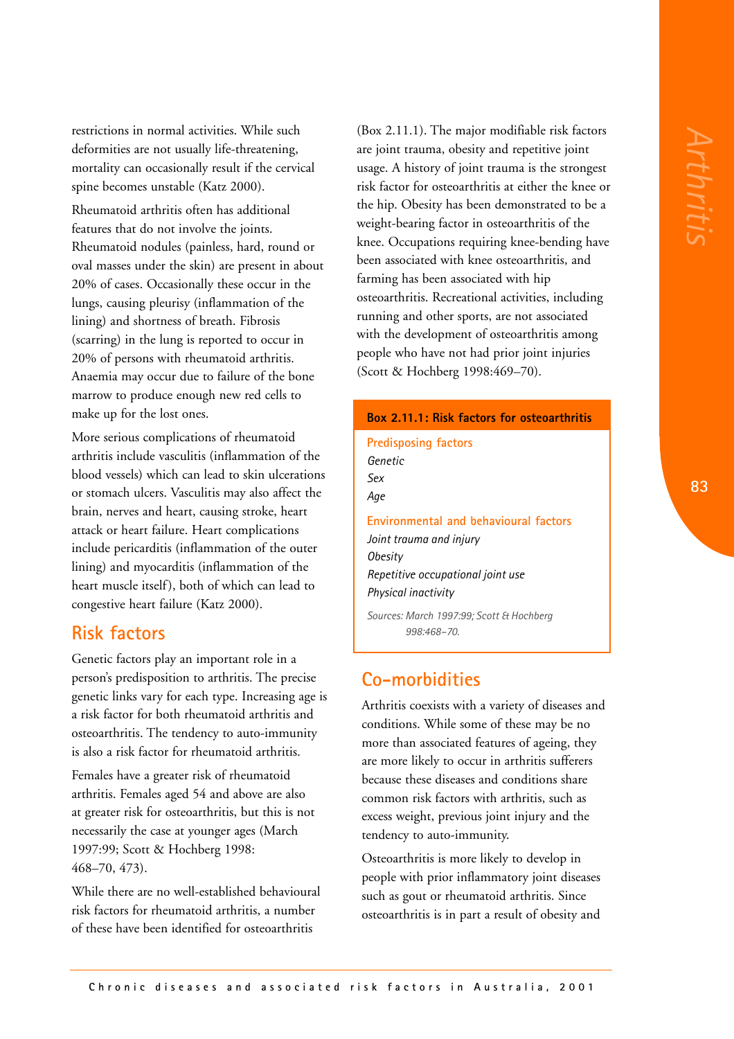restrictions in normal activities. While such deformities are not usually life-threatening, mortality can occasionally result if the cervical spine becomes unstable (Katz 2000).

Rheumatoid arthritis often has additional features that do not involve the joints. Rheumatoid nodules (painless, hard, round or oval masses under the skin) are present in about 20% of cases. Occasionally these occur in the lungs, causing pleurisy (inflammation of the lining) and shortness of breath. Fibrosis (scarring) in the lung is reported to occur in 20% of persons with rheumatoid arthritis. Anaemia may occur due to failure of the bone marrow to produce enough new red cells to make up for the lost ones.

More serious complications of rheumatoid arthritis include vasculitis (inflammation of the blood vessels) which can lead to skin ulcerations or stomach ulcers. Vasculitis may also affect the brain, nerves and heart, causing stroke, heart attack or heart failure. Heart complications include pericarditis (inflammation of the outer lining) and myocarditis (inflammation of the heart muscle itself), both of which can lead to congestive heart failure (Katz 2000).

## Risk factors

Genetic factors play an important role in a person's predisposition to arthritis. The precise genetic links vary for each type. Increasing age is a risk factor for both rheumatoid arthritis and osteoarthritis. The tendency to auto-immunity is also a risk factor for rheumatoid arthritis.

Females have a greater risk of rheumatoid arthritis. Females aged 54 and above are also at greater risk for osteoarthritis, but this is not necessarily the case at younger ages (March 1997:99; Scott & Hochberg 1998: 468–70, 473).

While there are no well-established behavioural risk factors for rheumatoid arthritis, a number of these have been identified for osteoarthritis (Box 2.11.1). The major modifiable risk factors are joint trauma, obesity and repetitive joint usage. A history of joint trauma is the strongest risk factor for osteoarthritis at either the knee or the hip. Obesity has been demonstrated to be a weight-bearing factor in osteoarthritis of the knee. Occupations requiring knee-bending have been associated with knee osteoarthritis, and farming has been associated with hip osteoarthritis. Recreational activities, including running and other sports, are not associated with the development of osteoarthritis among people who have not had prior joint injuries (Scott & Hochberg 1998:469–70).

**Box 2.11.1: Risk factors for osteoarthritis**

**Predisposing factors**

*Genetic*

*Sex*

*Age*

**Environmental and behavioural factors**

*Joint trauma and injury*

*Obesity*

*Repetitive occupational joint use*

*Physical inactivity*

*Sources: March 1997:99; Scott & Hochberg 998:468–70.*

## Co-morbidities

Arthritis coexists with a variety of diseases and conditions. While some of these may be no more than associated features of ageing, they are more likely to occur in arthritis sufferers because these diseases and conditions share common risk factors with arthritis, such as excess weight, previous joint injury and the tendency to auto-immunity.

Osteoarthritis is more likely to develop in people with prior inflammatory joint diseases such as gout or rheumatoid arthritis. Since osteoarthritis is in part a result of obesity and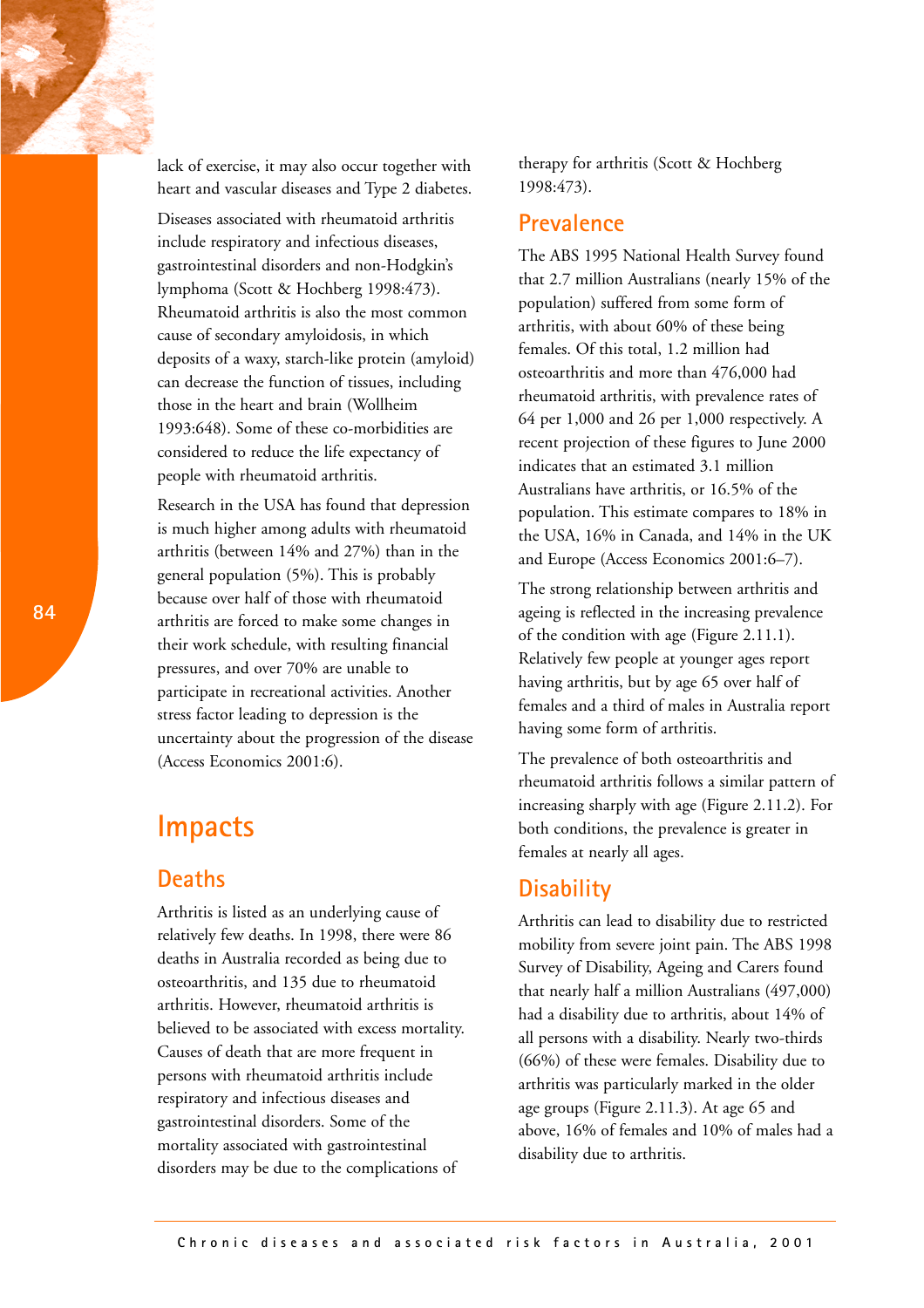lack of exercise, it may also occur together with heart and vascular diseases and Type 2 diabetes.

Diseases associated with rheumatoid arthritis include respiratory and infectious diseases, gastrointestinal disorders and non-Hodgkin's lymphoma (Scott & Hochberg 1998:473). Rheumatoid arthritis is also the most common cause of secondary amyloidosis, in which deposits of a waxy, starch-like protein (amyloid) can decrease the function of tissues, including those in the heart and brain (Wollheim 1993:648). Some of these co-morbidities are considered to reduce the life expectancy of people with rheumatoid arthritis.

Research in the USA has found that depression is much higher among adults with rheumatoid arthritis (between 14% and 27%) than in the general population (5%). This is probably because over half of those with rheumatoid arthritis are forced to make some changes in their work schedule, with resulting financial pressures, and over 70% are unable to participate in recreational activities. Another stress factor leading to depression is the uncertainty about the progression of the disease (Access Economics 2001:6).

# Impacts

## Deaths

Arthritis is listed as an underlying cause of relatively few deaths. In 1998, there were 86 deaths in Australia recorded as being due to osteoarthritis, and 135 due to rheumatoid arthritis. However, rheumatoid arthritis is believed to be associated with excess mortality. Causes of death that are more frequent in persons with rheumatoid arthritis include respiratory and infectious diseases and gastrointestinal disorders. Some of the mortality associated with gastrointestinal disorders may be due to the complications of therapy for arthritis (Scott & Hochberg 1998:473).

## Prevalence

The ABS 1995 National Health Survey found that 2.7 million Australians (nearly 15% of the population) suffered from some form of arthritis, with about 60% of these being females. Of this total, 1.2 million had osteoarthritis and more than 476,000 had rheumatoid arthritis, with prevalence rates of 64 per 1,000 and 26 per 1,000 respectively. A recent projection of these figures to June 2000 indicates that an estimated 3.1 million Australians have arthritis, or 16.5% of the population. This estimate compares to 18% in the USA, 16% in Canada, and 14% in the UK and Europe (Access Economics 2001:6–7).

The strong relationship between arthritis and ageing is reflected in the increasing prevalence of the condition with age (Figure 2.11.1). Relatively few people at younger ages report having arthritis, but by age 65 over half of females and a third of males in Australia report having some form of arthritis.

The prevalence of both osteoarthritis and rheumatoid arthritis follows a similar pattern of increasing sharply with age (Figure 2.11.2). For both conditions, the prevalence is greater in females at nearly all ages.

## Disability

Arthritis can lead to disability due to restricted mobility from severe joint pain. The ABS 1998 Survey of Disability, Ageing and Carers found that nearly half a million Australians (497,000) had a disability due to arthritis, about 14% of all persons with a disability. Nearly two-thirds (66%) of these were females. Disability due to arthritis was particularly marked in the older age groups (Figure 2.11.3). At age 65 and above, 16% of females and 10% of males had a disability due to arthritis.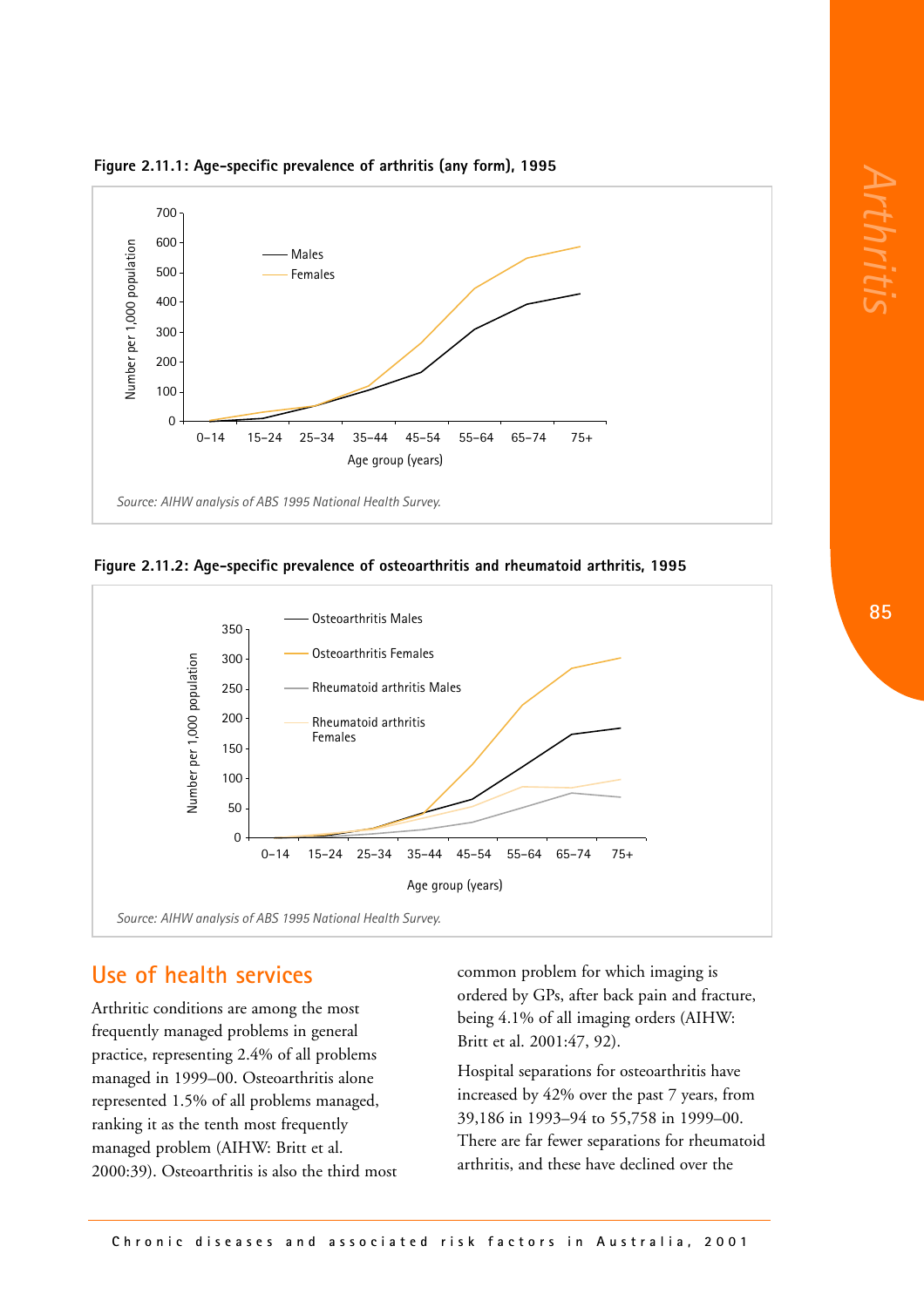**Figure 2.11.1: Age-specific prevalence of arthritis (any form), 1995**

*Source: AIHW analysis of ABS 1995 National Health Survey.*

**Figure 2.11.2: Age-specific prevalence of osteoarthritis and rheumatoid arthritis, 1995**

*Source: AIHW analysis of ABS 1995 National Health Survey.*

## Use of health services

Arthritic conditions are among the most frequently managed problems in general practice, representing 2.4% of all problems managed in 1999–00. Osteoarthritis alone represented 1.5% of all problems managed, ranking it as the tenth most frequently managed problem (AIHW: Britt et al. 2000:39). Osteoarthritis is also the third most common problem for which imaging is ordered by GPs, after back pain and fracture, being 4.1% of all imaging orders (AIHW: Britt et al. 2001:47, 92).

Hospital separations for osteoarthritis have increased by 42% over the past 7 years, from 39,186 in 1993–94 to 55,758 in 1999–00. There are far fewer separations for rheumatoid arthritis, and these have declined over the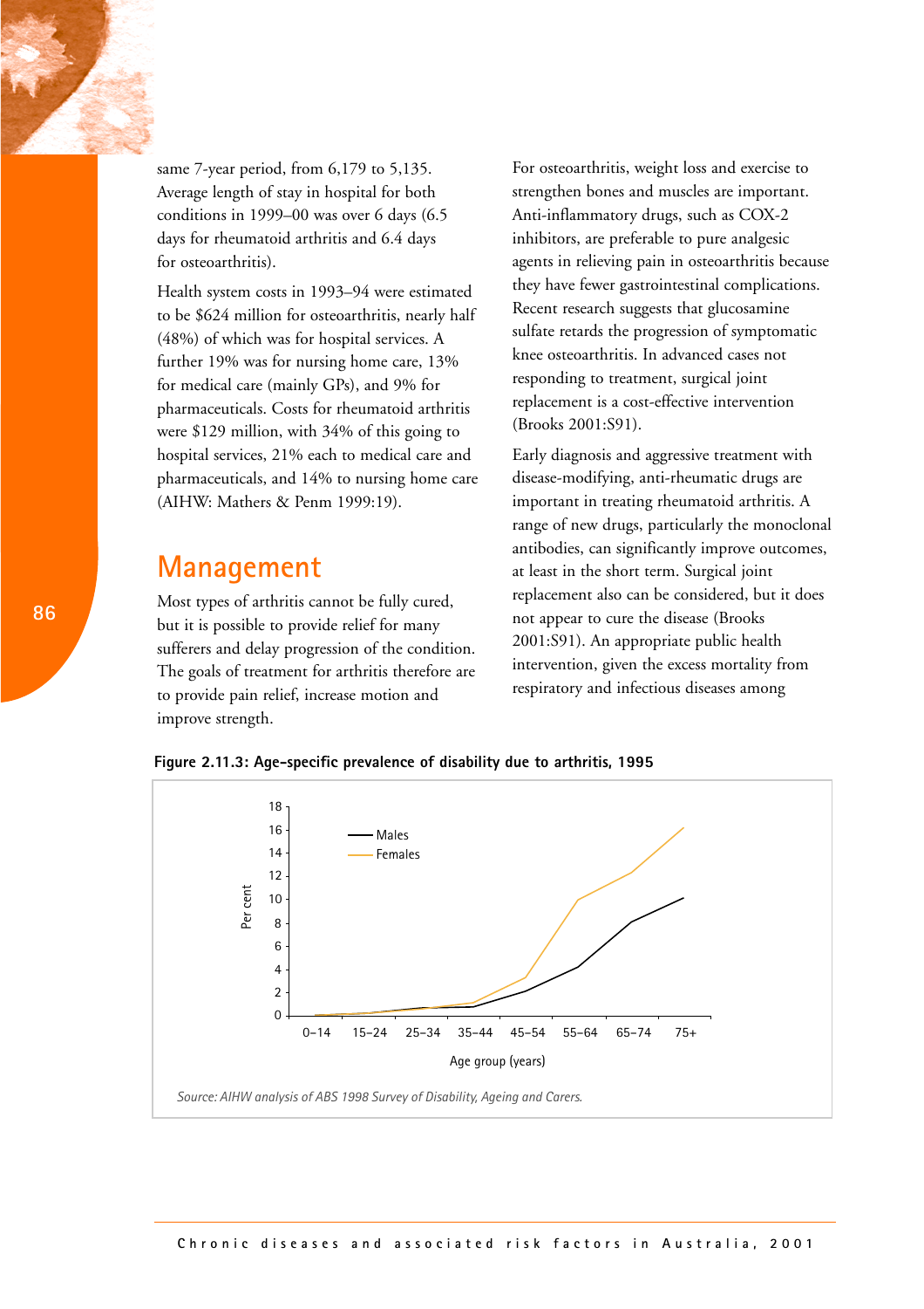same 7-year period, from 6,179 to 5,135. Average length of stay in hospital for both conditions in 1999–00 was over 6 days (6.5 days for rheumatoid arthritis and 6.4 days for osteoarthritis).

Health system costs in 1993–94 were estimated to be $624 million for osteoarthritis, nearly half (48%) of which was for hospital services. A further 19% was for nursing home care, 13% for medical care (mainly GPs), and 9% for pharmaceuticals. Costs for rheumatoid arthritis were $129 million, with 34% of this going to hospital services, 21% each to medical care and pharmaceuticals, and 14% to nursing home care (AIHW: Mathers & Penm 1999:19).

## Management

Most types of arthritis cannot be fully cured, but it is possible to provide relief for many sufferers and delay progression of the condition. The goals of treatment for arthritis therefore are to provide pain relief, increase motion and improve strength.

For osteoarthritis, weight loss and exercise to strengthen bones and muscles are important. Anti-inflammatory drugs, such as COX-2 inhibitors, are preferable to pure analgesic agents in relieving pain in osteoarthritis because they have fewer gastrointestinal complications. Recent research suggests that glucosamine sulfate retards the progression of symptomatic knee osteoarthritis. In advanced cases not responding to treatment, surgical joint replacement is a cost-effective intervention (Brooks 2001:S91).

Early diagnosis and aggressive treatment with disease-modifying, anti-rheumatic drugs are important in treating rheumatoid arthritis. A range of new drugs, particularly the monoclonal antibodies, can significantly improve outcomes, at least in the short term. Surgical joint replacement also can be considered, but it does not appear to cure the disease (Brooks 2001:S91). An appropriate public health intervention, given the excess mortality from respiratory and infectious diseases among

**Figure 2.11.3: Age-specific prevalence of disability due to arthritis, 1995**

*Source: AIHW analysis of ABS 1998 Survey of Disability, Ageing and Carers.*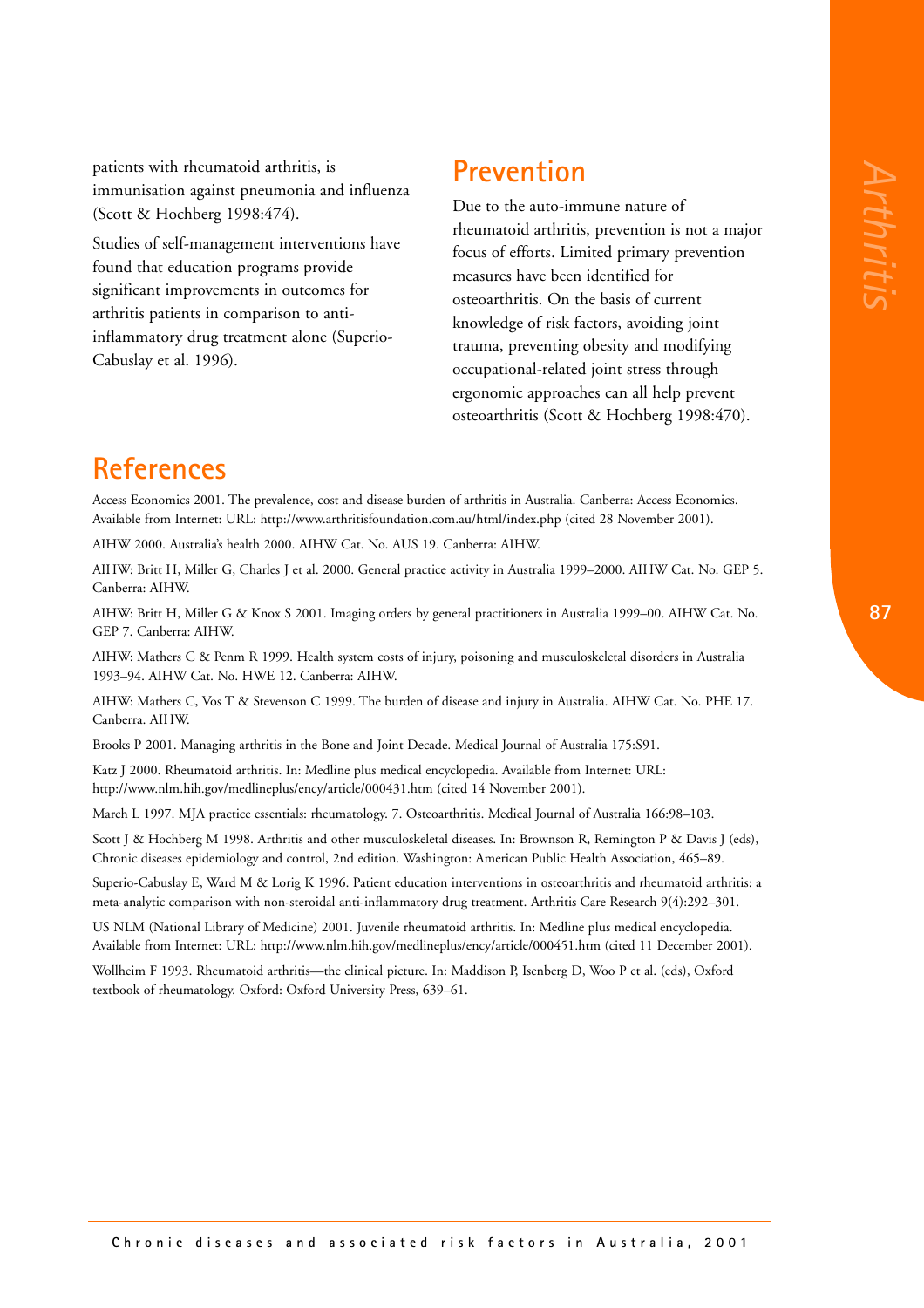patients with rheumatoid arthritis, is immunisation against pneumonia and influenza (Scott & Hochberg 1998:474).

Studies of self-management interventions have found that education programs provide significant improvements in outcomes for arthritis patients in comparison to anti-inflammatory drug treatment alone (Superio-Cabuslay et al. 1996).

## Prevention

Due to the auto-immune nature of rheumatoid arthritis, prevention is not a major focus of efforts. Limited primary prevention measures have been identified for osteoarthritis. On the basis of current knowledge of risk factors, avoiding joint trauma, preventing obesity and modifying occupational-related joint stress through ergonomic approaches can all help prevent osteoarthritis (Scott & Hochberg 1998:470).

## References

Access Economics 2001. The prevalence, cost and disease burden of arthritis in Australia. Canberra: Access Economics. Available from Internet: URL: http://www.arthritisfoundation.com.au/html/index.php (cited 28 November 2001).

AIHW 2000. Australia's health 2000. AIHW Cat. No. AUS 19. Canberra: AIHW.

AIHW: Britt H, Miller G, Charles J et al. 2000. General practice activity in Australia 1999–2000. AIHW Cat. No. GEP 5. Canberra: AIHW.

AIHW: Britt H, Miller G & Knox S 2001. Imaging orders by general practitioners in Australia 1999–00. AIHW Cat. No. GEP 7. Canberra: AIHW.

AIHW: Mathers C & Penm R 1999. Health system costs of injury, poisoning and musculoskeletal disorders in Australia 1993–94. AIHW Cat. No. HWE 12. Canberra: AIHW.

AIHW: Mathers C, Vos T & Stevenson C 1999. The burden of disease and injury in Australia. AIHW Cat. No. PHE 17. Canberra. AIHW.

Brooks P 2001. Managing arthritis in the Bone and Joint Decade. Medical Journal of Australia 175:S91.

Katz J 2000. Rheumatoid arthritis. In: Medline plus medical encyclopedia. Available from Internet: URL: http://www.nlm.hih.gov/medlineplus/ency/article/000431.htm (cited 14 November 2001).

March L 1997. MJA practice essentials: rheumatology. 7. Osteoarthritis. Medical Journal of Australia 166:98–103.

Scott J & Hochberg M 1998. Arthritis and other musculoskeletal diseases. In: Brownson R, Remington P & Davis J (eds), Chronic diseases epidemiology and control, 2nd edition. Washington: American Public Health Association, 465–89.

Superio-Cabuslay E, Ward M & Lorig K 1996. Patient education interventions in osteoarthritis and rheumatoid arthritis: a meta-analytic comparison with non-steroidal anti-inflammatory drug treatment. Arthritis Care Research 9(4):292–301.

US NLM (National Library of Medicine) 2001. Juvenile rheumatoid arthritis. In: Medline plus medical encyclopedia. Available from Internet: URL: http://www.nlm.hih.gov/medlineplus/ency/article/000451.htm (cited 11 December 2001).

Wollheim F 1993. Rheumatoid arthritis—the clinical picture. In: Maddison P, Isenberg D, Woo P et al. (eds), Oxford textbook of rheumatology. Oxford: Oxford University Press, 639–61.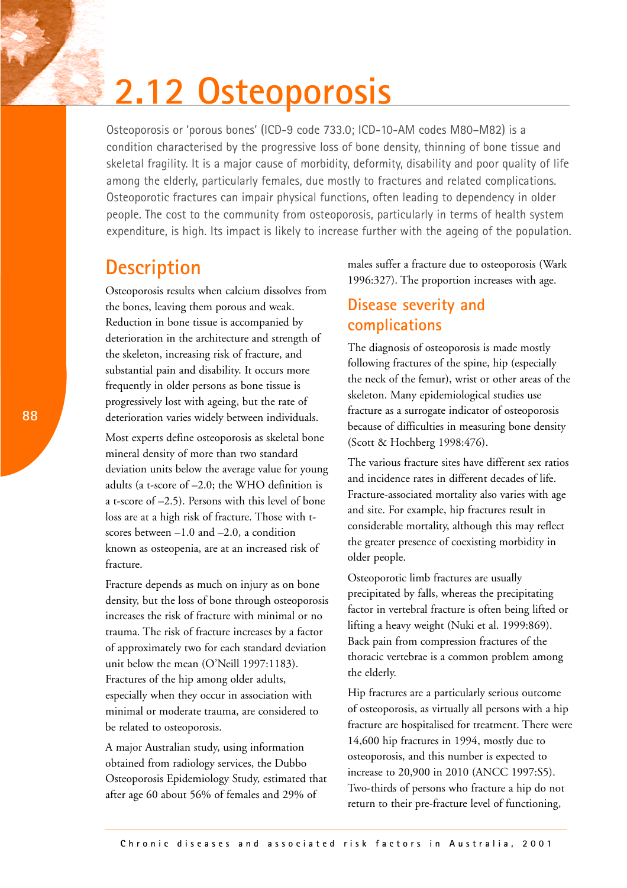# 2.12 Osteoporosis

Osteoporosis or 'porous bones' (ICD-9 code 733.0; ICD-10-AM codes M80–M82) is a condition characterised by the progressive loss of bone density, thinning of bone tissue and skeletal fragility. It is a major cause of morbidity, deformity, disability and poor quality of life among the elderly, particularly females, due mostly to fractures and related complications. Osteoporotic fractures can impair physical functions, often leading to dependency in older people. The cost to the community from osteoporosis, particularly in terms of health system expenditure, is high. Its impact is likely to increase further with the ageing of the population.

## Description

Osteoporosis results when calcium dissolves from the bones, leaving them porous and weak. Reduction in bone tissue is accompanied by deterioration in the architecture and strength of the skeleton, increasing risk of fracture, and substantial pain and disability. It occurs more frequently in older persons as bone tissue is progressively lost with ageing, but the rate of deterioration varies widely between individuals.

Most experts define osteoporosis as skeletal bone mineral density of more than two standard deviation units below the average value for young adults (a t-score of –2.0; the WHO definition is a t-score of –2.5). Persons with this level of bone loss are at a high risk of fracture. Those with t-scores between –1.0 and –2.0, a condition known as osteopenia, are at an increased risk of fracture.

Fracture depends as much on injury as on bone density, but the loss of bone through osteoporosis increases the risk of fracture with minimal or no trauma. The risk of fracture increases by a factor of approximately two for each standard deviation unit below the mean (O'Neill 1997:1183). Fractures of the hip among older adults, especially when they occur in association with minimal or moderate trauma, are considered to be related to osteoporosis.

A major Australian study, using information obtained from radiology services, the Dubbo Osteoporosis Epidemiology Study, estimated that after age 60 about 56% of females and 29% of males suffer a fracture due to osteoporosis (Wark 1996:327). The proportion increases with age.

## Disease severity and complications

The diagnosis of osteoporosis is made mostly following fractures of the spine, hip (especially the neck of the femur), wrist or other areas of the skeleton. Many epidemiological studies use fracture as a surrogate indicator of osteoporosis because of difficulties in measuring bone density (Scott & Hochberg 1998:476).

The various fracture sites have different sex ratios and incidence rates in different decades of life. Fracture-associated mortality also varies with age and site. For example, hip fractures result in considerable mortality, although this may reflect the greater presence of coexisting morbidity in older people.

Osteoporotic limb fractures are usually precipitated by falls, whereas the precipitating factor in vertebral fracture is often being lifted or lifting a heavy weight (Nuki et al. 1999:869). Back pain from compression fractures of the thoracic vertebrae is a common problem among the elderly.

Hip fractures are a particularly serious outcome of osteoporosis, as virtually all persons with a hip fracture are hospitalised for treatment. There were 14,600 hip fractures in 1994, mostly due to osteoporosis, and this number is expected to increase to 20,900 in 2010 (ANCC 1997:S5). Two-thirds of persons who fracture a hip do not return to their pre-fracture level of functioning,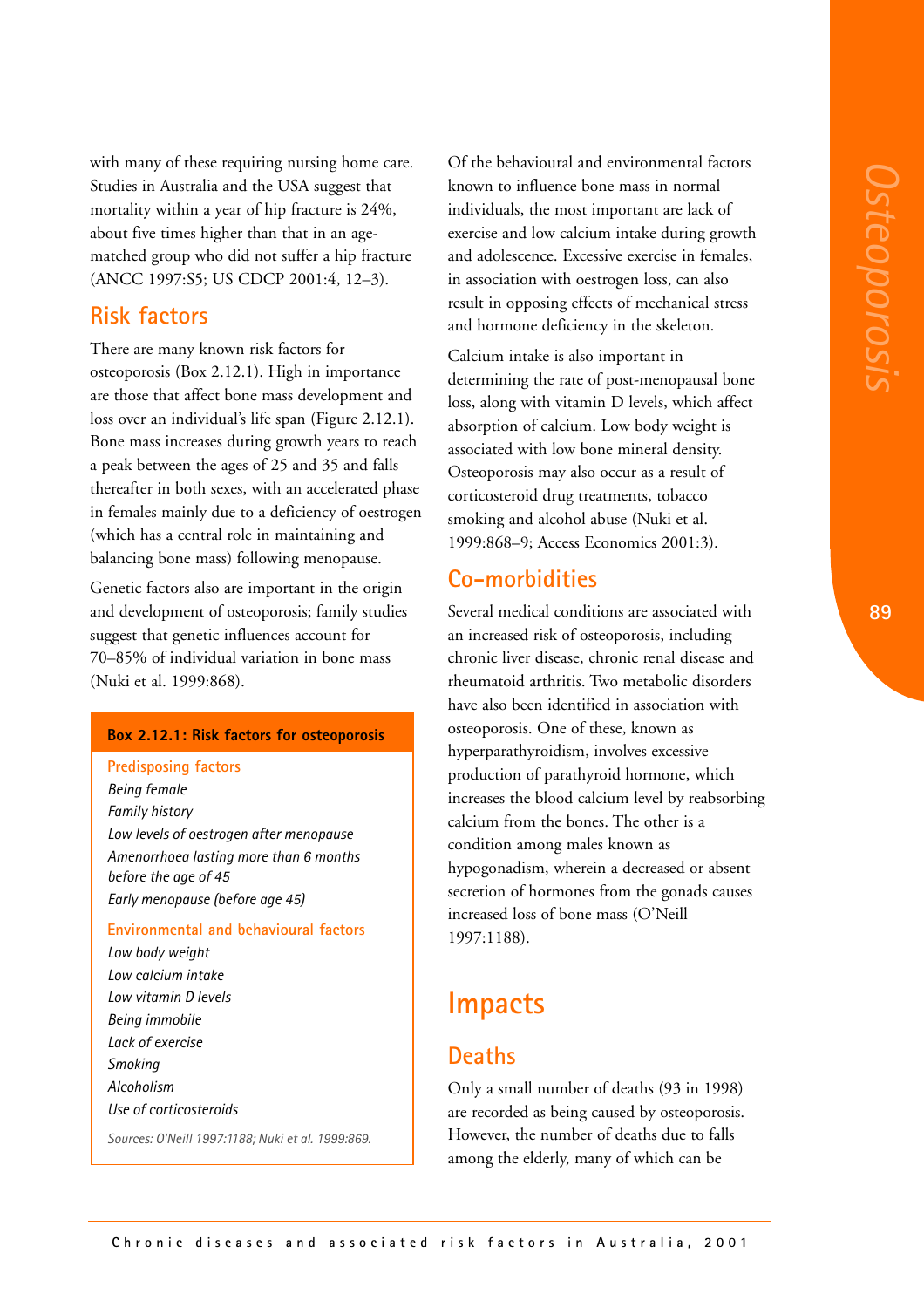with many of these requiring nursing home care. Studies in Australia and the USA suggest that mortality within a year of hip fracture is 24%, about five times higher than that in an age-matched group who did not suffer a hip fracture (ANCC 1997:S5; US CDCP 2001:4, 12–3).

## Risk factors

There are many known risk factors for osteoporosis (Box 2.12.1). High in importance are those that affect bone mass development and loss over an individual's life span (Figure 2.12.1). Bone mass increases during growth years to reach a peak between the ages of 25 and 35 and falls thereafter in both sexes, with an accelerated phase in females mainly due to a deficiency of oestrogen (which has a central role in maintaining and balancing bone mass) following menopause.

Genetic factors also are important in the origin and development of osteoporosis; family studies suggest that genetic influences account for 70–85% of individual variation in bone mass (Nuki et al. 1999:868).

**Box 2.12.1: Risk factors for osteoporosis**

**Predisposing factors**

*Being female*
*Family history*
*Low levels of oestrogen after menopause*
*Amenorrhoea lasting more than 6 months before the age of 45*
*Early menopause (before age 45)*

**Environmental and behavioural factors**

*Low body weight*
*Low calcium intake*
*Low vitamin D levels*
*Being immobile*
*Lack of exercise*
*Smoking*
*Alcoholism*
*Use of corticosteroids*

*Sources: O'Neill 1997:1188; Nuki et al. 1999:869.*

Of the behavioural and environmental factors known to influence bone mass in normal individuals, the most important are lack of exercise and low calcium intake during growth and adolescence. Excessive exercise in females, in association with oestrogen loss, can also result in opposing effects of mechanical stress and hormone deficiency in the skeleton.

Calcium intake is also important in determining the rate of post-menopausal bone loss, along with vitamin D levels, which affect absorption of calcium. Low body weight is associated with low bone mineral density. Osteoporosis may also occur as a result of corticosteroid drug treatments, tobacco smoking and alcohol abuse (Nuki et al. 1999:868–9; Access Economics 2001:3).

## Co-morbidities

Several medical conditions are associated with an increased risk of osteoporosis, including chronic liver disease, chronic renal disease and rheumatoid arthritis. Two metabolic disorders have also been identified in association with osteoporosis. One of these, known as hyperparathyroidism, involves excessive production of parathyroid hormone, which increases the blood calcium level by reabsorbing calcium from the bones. The other is a condition among males known as hypogonadism, wherein a decreased or absent secretion of hormones from the gonads causes increased loss of bone mass (O'Neill 1997:1188).

# Impacts

## Deaths

Only a small number of deaths (93 in 1998) are recorded as being caused by osteoporosis. However, the number of deaths due to falls among the elderly, many of which can be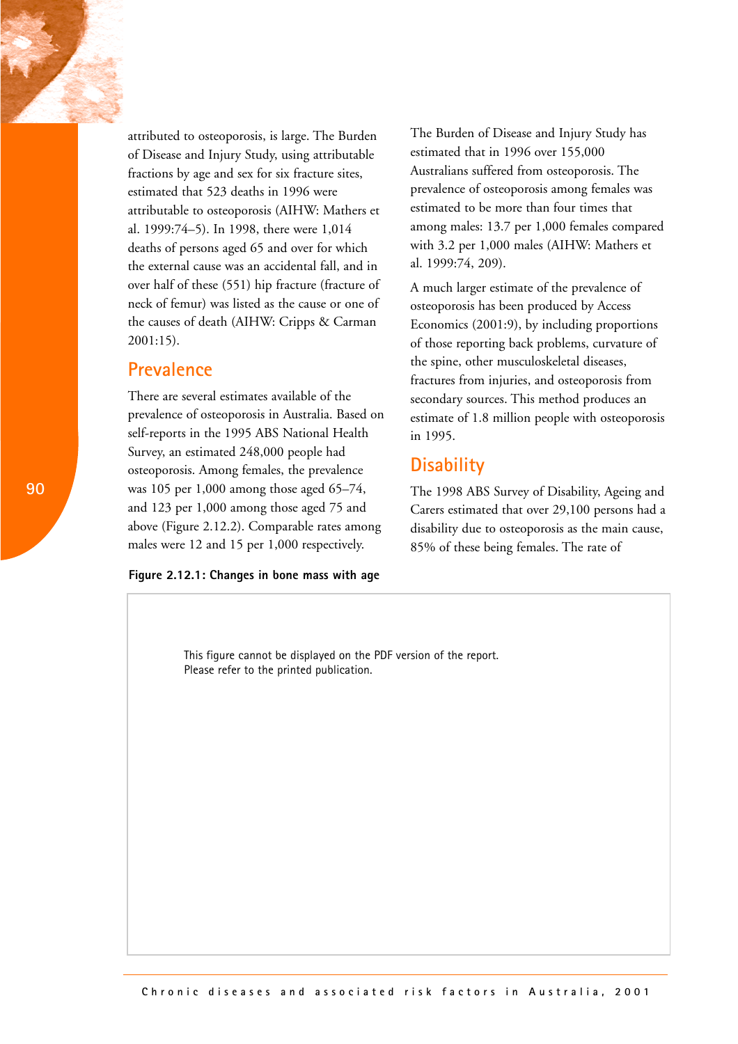attributed to osteoporosis, is large. The Burden of Disease and Injury Study, using attributable fractions by age and sex for six fracture sites, estimated that 523 deaths in 1996 were attributable to osteoporosis (AIHW: Mathers et al. 1999:74–5). In 1998, there were 1,014 deaths of persons aged 65 and over for which the external cause was an accidental fall, and in over half of these (551) hip fracture (fracture of neck of femur) was listed as the cause or one of the causes of death (AIHW: Cripps & Carman 2001:15).

## Prevalence

There are several estimates available of the prevalence of osteoporosis in Australia. Based on self-reports in the 1995 ABS National Health Survey, an estimated 248,000 people had osteoporosis. Among females, the prevalence was 105 per 1,000 among those aged 65–74, and 123 per 1,000 among those aged 75 and above (Figure 2.12.2). Comparable rates among males were 12 and 15 per 1,000 respectively.

The Burden of Disease and Injury Study has estimated that in 1996 over 155,000 Australians suffered from osteoporosis. The prevalence of osteoporosis among females was estimated to be more than four times that among males: 13.7 per 1,000 females compared with 3.2 per 1,000 males (AIHW: Mathers et al. 1999:74, 209).

A much larger estimate of the prevalence of osteoporosis has been produced by Access Economics (2001:9), by including proportions of those reporting back problems, curvature of the spine, other musculoskeletal diseases, fractures from injuries, and osteoporosis from secondary sources. This method produces an estimate of 1.8 million people with osteoporosis in 1995.

## Disability

The 1998 ABS Survey of Disability, Ageing and Carers estimated that over 29,100 persons had a disability due to osteoporosis as the main cause, 85% of these being females. The rate of

**Figure 2.12.1: Changes in bone mass with age**

This figure cannot be displayed on the PDF version of the report. Please refer to the printed publication.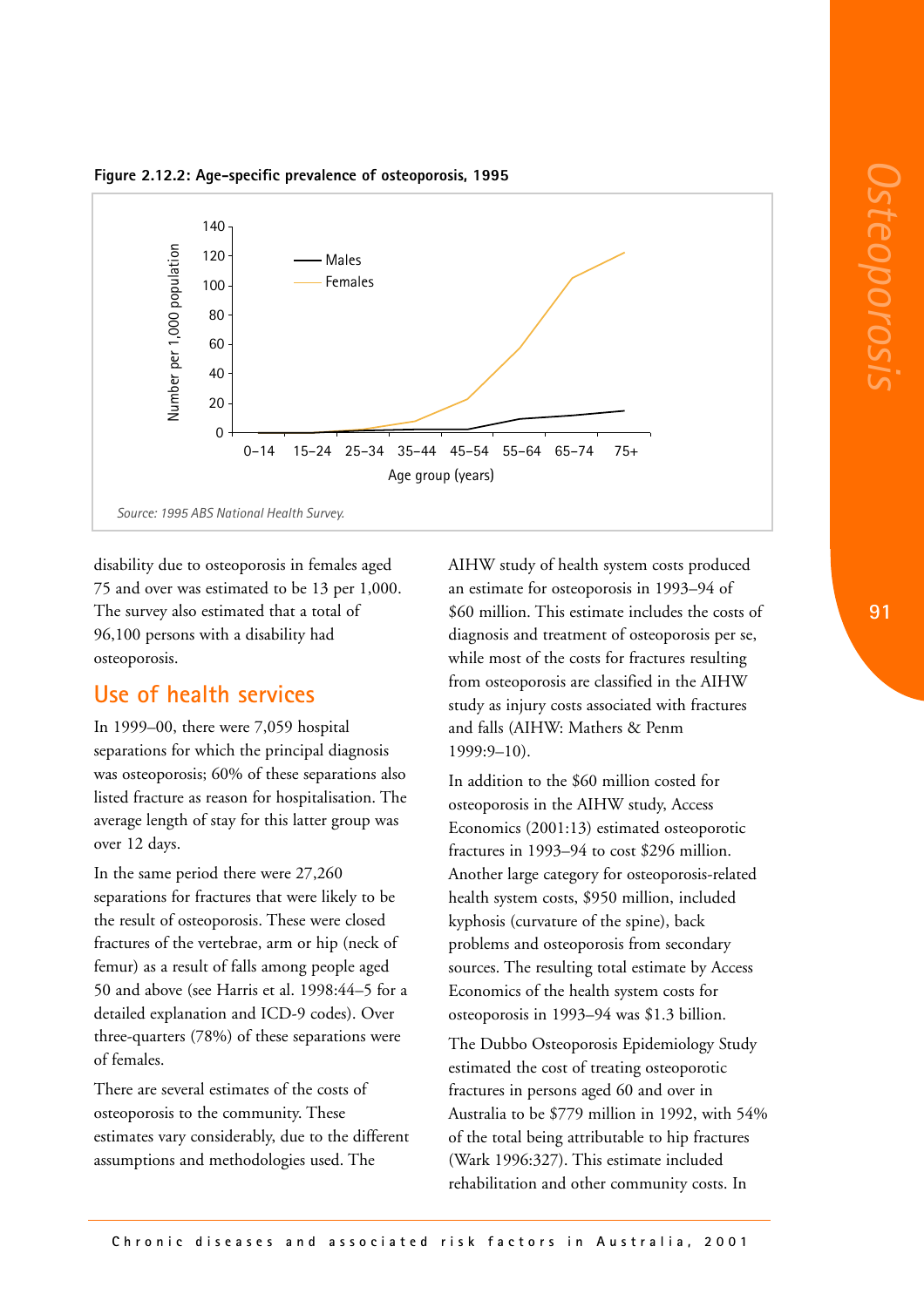**Figure 2.12.2: Age-specific prevalence of osteoporosis, 1995**

*Source: 1995 ABS National Health Survey.*

disability due to osteoporosis in females aged 75 and over was estimated to be 13 per 1,000. The survey also estimated that a total of 96,100 persons with a disability had osteoporosis.

## Use of health services

In 1999–00, there were 7,059 hospital separations for which the principal diagnosis was osteoporosis; 60% of these separations also listed fracture as reason for hospitalisation. The average length of stay for this latter group was over 12 days.

In the same period there were 27,260 separations for fractures that were likely to be the result of osteoporosis. These were closed fractures of the vertebrae, arm or hip (neck of femur) as a result of falls among people aged 50 and above (see Harris et al. 1998:44–5 for a detailed explanation and ICD-9 codes). Over three-quarters (78%) of these separations were of females.

There are several estimates of the costs of osteoporosis to the community. These estimates vary considerably, due to the different assumptions and methodologies used. The AIHW study of health system costs produced an estimate for osteoporosis in 1993–94 of $60 million. This estimate includes the costs of diagnosis and treatment of osteoporosis per se, while most of the costs for fractures resulting from osteoporosis are classified in the AIHW study as injury costs associated with fractures and falls (AIHW: Mathers & Penm 1999:9–10).

In addition to the $60 million costed for osteoporosis in the AIHW study, Access Economics (2001:13) estimated osteoporotic fractures in 1993–94 to cost $296 million. Another large category for osteoporosis-related health system costs, $950 million, included kyphosis (curvature of the spine), back problems and osteoporosis from secondary sources. The resulting total estimate by Access Economics of the health system costs for osteoporosis in 1993–94 was $1.3 billion.

The Dubbo Osteoporosis Epidemiology Study estimated the cost of treating osteoporotic fractures in persons aged 60 and over in Australia to be $779 million in 1992, with 54% of the total being attributable to hip fractures (Wark 1996:327). This estimate included rehabilitation and other community costs. In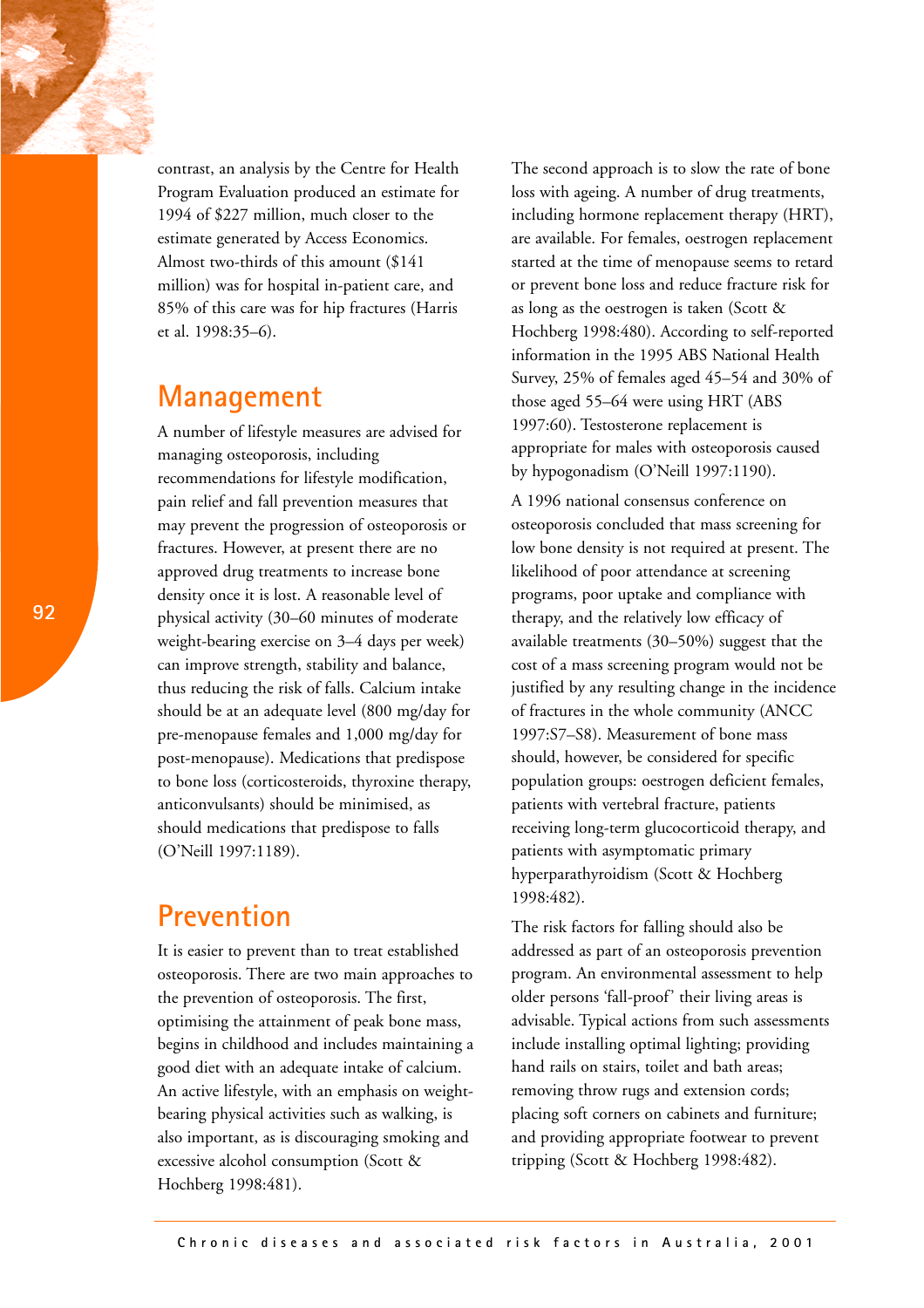contrast, an analysis by the Centre for Health Program Evaluation produced an estimate for 1994 of $227 million, much closer to the estimate generated by Access Economics. Almost two-thirds of this amount ($141 million) was for hospital in-patient care, and 85% of this care was for hip fractures (Harris et al. 1998:35–6).

## Management

A number of lifestyle measures are advised for managing osteoporosis, including recommendations for lifestyle modification, pain relief and fall prevention measures that may prevent the progression of osteoporosis or fractures. However, at present there are no approved drug treatments to increase bone density once it is lost. A reasonable level of physical activity (30–60 minutes of moderate weight-bearing exercise on 3–4 days per week) can improve strength, stability and balance, thus reducing the risk of falls. Calcium intake should be at an adequate level (800 mg/day for pre-menopause females and 1,000 mg/day for post-menopause). Medications that predispose to bone loss (corticosteroids, thyroxine therapy, anticonvulsants) should be minimised, as should medications that predispose to falls (O'Neill 1997:1189).

## Prevention

It is easier to prevent than to treat established osteoporosis. There are two main approaches to the prevention of osteoporosis. The first, optimising the attainment of peak bone mass, begins in childhood and includes maintaining a good diet with an adequate intake of calcium. An active lifestyle, with an emphasis on weight-bearing physical activities such as walking, is also important, as is discouraging smoking and excessive alcohol consumption (Scott & Hochberg 1998:481).

The second approach is to slow the rate of bone loss with ageing. A number of drug treatments, including hormone replacement therapy (HRT), are available. For females, oestrogen replacement started at the time of menopause seems to retard or prevent bone loss and reduce fracture risk for as long as the oestrogen is taken (Scott & Hochberg 1998:480). According to self-reported information in the 1995 ABS National Health Survey, 25% of females aged 45–54 and 30% of those aged 55–64 were using HRT (ABS 1997:60). Testosterone replacement is appropriate for males with osteoporosis caused by hypogonadism (O'Neill 1997:1190).

A 1996 national consensus conference on osteoporosis concluded that mass screening for low bone density is not required at present. The likelihood of poor attendance at screening programs, poor uptake and compliance with therapy, and the relatively low efficacy of available treatments (30–50%) suggest that the cost of a mass screening program would not be justified by any resulting change in the incidence of fractures in the whole community (ANCC 1997:S7–S8). Measurement of bone mass should, however, be considered for specific population groups: oestrogen deficient females, patients with vertebral fracture, patients receiving long-term glucocorticoid therapy, and patients with asymptomatic primary hyperparathyroidism (Scott & Hochberg 1998:482).

The risk factors for falling should also be addressed as part of an osteoporosis prevention program. An environmental assessment to help older persons 'fall-proof' their living areas is advisable. Typical actions from such assessments include installing optimal lighting; providing hand rails on stairs, toilet and bath areas; removing throw rugs and extension cords; placing soft corners on cabinets and furniture; and providing appropriate footwear to prevent tripping (Scott & Hochberg 1998:482).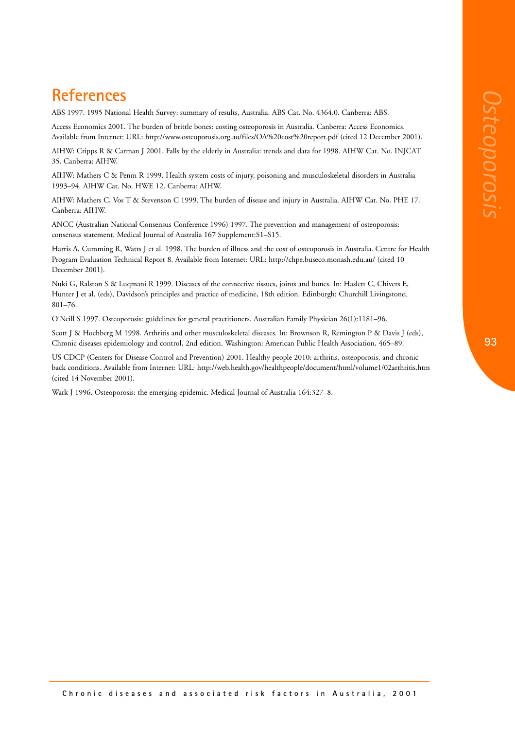## References

ABS 1997. 1995 National Health Survey: summary of results, Australia. ABS Cat. No. 4364.0. Canberra: ABS.

Access Economics 2001. The burden of brittle bones: costing osteoporosis in Australia. Canberra: Access Economics. Available from Internet: URL: http://www.osteoporosis.org.au/files/OA%20cost%20report.pdf (cited 12 December 2001).

AIHW: Cripps R & Carman J 2001. Falls by the elderly in Australia: trends and data for 1998. AIHW Cat. No. INJCAT 35. Canberra: AIHW.

AIHW: Mathers C & Penm R 1999. Health system costs of injury, poisoning and musculoskeletal disorders in Australia 1993–94. AIHW Cat. No. HWE 12. Canberra: AIHW.

AIHW: Mathers C, Vos T & Stevenson C 1999. The burden of disease and injury in Australia. AIHW Cat. No. PHE 17. Canberra: AIHW.

ANCC (Australian National Consensus Conference 1996) 1997. The prevention and management of osteoporosis: consensus statement. Medical Journal of Australia 167 Supplement:S1–S15.

Harris A, Cumming R, Watts J et al. 1998. The burden of illness and the cost of osteoporosis in Australia. Centre for Health Program Evaluation Technical Report 8. Available from Internet: URL: http://chpe.buseco.monash.edu.au/ (cited 10 December 2001).

Nuki G, Ralston S & Luqmani R 1999. Diseases of the connective tissues, joints and bones. In: Haslett C, Chivers E, Hunter J et al. (eds), Davidson's principles and practice of medicine, 18th edition. Edinburgh: Churchill Livingstone, 801–76.

O'Neill S 1997. Osteoporosis: guidelines for general practitioners. Australian Family Physician 26(1):1181–96.

Scott J & Hochberg M 1998. Arthritis and other musculoskeletal diseases. In: Brownson R, Remington P & Davis J (eds), Chronic diseases epidemiology and control, 2nd edition. Washington: American Public Health Association, 465–89.

US CDCP (Centers for Disease Control and Prevention) 2001. Healthy people 2010: arthritis, osteoporosis, and chronic back conditions. Available from Internet: URL: http://web.health.gov/healthpeople/document/html/volume1/02arthritis.htm (cited 14 November 2001).

Wark J 1996. Osteoporosis: the emerging epidemic. Medical Journal of Australia 164:327–8.